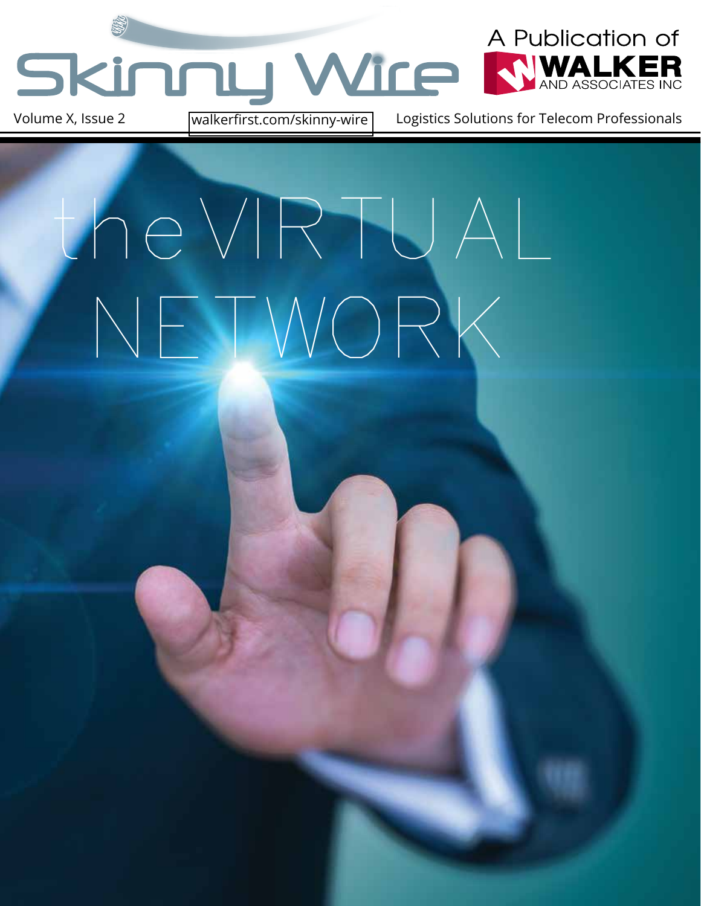# Skinny Wire

A Publication of WALKER AND ASSOCIATES INC

Volume X, Issue 2 | walkerfirst.com/skinny-wire | Logistics Solutions for Telecom Professionals

# the VIRTUAL NETWORK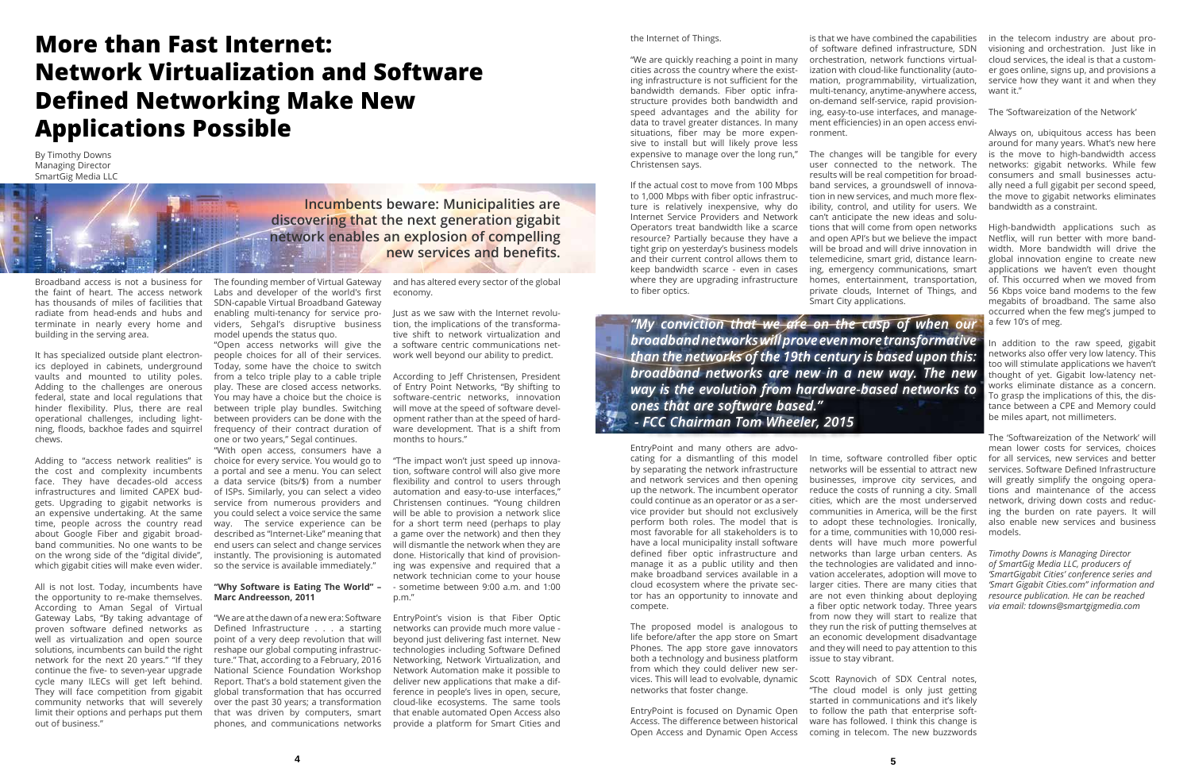# More than Fast Internet: Network Virtualization and Software Defined Networking Make New Applications Possible

By Timothy Downs
Managing Director
SmartGig Media LLC

**Incumbents beware: Municipalities are discovering that the next generation gigabit network enables an explosion of compelling new services and benefits.**

Broadband access is not a business for the faint of heart. The access network has thousands of miles of facilities that radiate from head-ends and hubs and terminate in nearly every home and building in the serving area.

It has specialized outside plant electronics deployed in cabinets, underground vaults and mounted to utility poles. Adding to the challenges are onerous federal, state and local regulations that hinder flexibility. Plus, there are real operational challenges, including lightning, floods, backhoe fades and squirrel chews.

Adding to "access network realities" is the cost and complexity incumbents face. They have decades-old access infrastructures and limited CAPEX budgets. Upgrading to gigabit networks is an expensive undertaking. At the same time, people across the country read about Google Fiber and gigabit broadband communities. No one wants to be on the wrong side of the "digital divide", which gigabit cities will make even wider.

All is not lost. Today, incumbents have the opportunity to re-make themselves. According to Aman Segal of Virtual Gateway Labs, "By taking advantage of proven software defined networks as well as virtualization and open source solutions, incumbents can build the right network for the next 20 years." "If they continue the five- to seven-year upgrade cycle many ILECs will get left behind. They will face competition from gigabit community networks that will severely limit their options and perhaps put them out of business."

The founding member of Virtual Gateway Labs and developer of the world's first SDN-capable Virtual Broadband Gateway enabling multi-tenancy for service providers, Sehgal's disruptive business model upends the status quo.

"Open access networks will give the people choices for all of their services. Today, some have the choice to switch from a telco triple play to a cable triple play. These are closed access networks. You may have a choice but the choice is between triple play bundles. Switching between providers can be done with the frequency of their contract duration of one or two years," Segal continues.

"With open access, consumers have a choice for every service. You would go to a portal and see a menu. You can select a data service (bits/$) from a number of ISPs. Similarly, you can select a video service from numerous providers and you could select a voice service the same way. The service experience can be described as "Internet-Like" meaning that end users can select and change services instantly. The provisioning is automated so the service is available immediately."

**"Why Software is Eating The World" – Marc Andreesson, 2011**

"We are at the dawn of a new era: Software Defined Infrastructure . . . a starting point of a very deep revolution that will reshape our global computing infrastructure." That, according to a February, 2016 National Science Foundation Workshop Report. That's a bold statement given the global transformation that has occurred over the past 30 years; a transformation that was driven by computers, smart phones, and communications networks and has altered every sector of the global economy.

Just as we saw with the Internet revolution, the implications of the transformative shift to network virtualization and a software centric communications network well beyond our ability to predict.

According to Jeff Christensen, President of Entry Point Networks, "By shifting to software-centric networks, innovation will move at the speed of software development rather than at the speed of hardware development. That is a shift from months to hours."

"The impact won't just speed up innovation, software control will also give more flexibility and control to users through automation and easy-to-use interfaces," Christensen continues. "Young children will be able to provision a network slice for a short term need (perhaps to play a game over the network) and then they will dismantle the network when they are done. Historically that kind of provisioning was expensive and required that a network technician come to your house - sometime between 9:00 a.m. and 1:00 p.m."

EntryPoint's vision is that Fiber Optic networks can provide much more value - beyond just delivering fast internet. New technologies including Software Defined Networking, Network Virtualization, and Network Automation make it possible to deliver new applications that make a difference in people's lives in open, secure, cloud-like ecosystems. The same tools that enable automated Open Access also provide a platform for Smart Cities and the Internet of Things.

"We are quickly reaching a point in many cities across the country where the existing infrastructure is not sufficient for the bandwidth demands. Fiber optic infrastructure provides both bandwidth and speed advantages and the ability for data to travel greater distances. In many situations, fiber may be more expensive to install but will likely prove less expensive to manage over the long run," Christensen says.

If the actual cost to move from 100 Mbps to 1,000 Mbps with fiber optic infrastructure is relatively inexpensive, why do Internet Service Providers and Network Operators treat bandwidth like a scarce resource? Partially because they have a tight grip on yesterday's business models and their current control allows them to keep bandwidth scarce - even in cases where they are upgrading infrastructure to fiber optics.

*"My conviction that we are on the cusp of when our broadband networks will prove even more transformative than the networks of the 19th century is based upon this: broadband networks are new in a new way. The new way is the evolution from hardware-based networks to ones that are software based."*
*- FCC Chairman Tom Wheeler, 2015*

EntryPoint and many others are advocating for a dismantling of this model by separating the network infrastructure and network services and then opening up the network. The incumbent operator could continue as an operator or as a service provider but should not exclusively perform both roles. The model that is most favorable for all stakeholders is to have a local municipality install software defined fiber optic infrastructure and manage it as a public utility and then make broadband services available in a cloud ecosystem where the private sector has an opportunity to innovate and compete.

The proposed model is analogous to life before/after the app store on Smart Phones. The app store gave innovators both a technology and business platform from which they could deliver new services. This will lead to evolvable, dynamic networks that foster change.

EntryPoint is focused on Dynamic Open Access. The difference between historical Open Access and Dynamic Open Access is that we have combined the capabilities of software defined infrastructure, SDN orchestration, network functions virtualization with cloud-like functionality (automation, programmability, virtualization, multi-tenancy, anytime-anywhere access, on-demand self-service, rapid provisioning, easy-to-use interfaces, and management efficiencies) in an open access environment.

The changes will be tangible for every user connected to the network. The results will be real competition for broadband services, a groundswell of innovation in new services, and much more flexibility, control, and utility for users. We can't anticipate the new ideas and solutions that will come from open networks and open API's but we believe the impact will be broad and will drive innovation in telemedicine, smart grid, distance learning, emergency communications, smart homes, entertainment, transportation, private clouds, Internet of Things, and Smart City applications.

In time, software controlled fiber optic networks will be essential to attract new businesses, improve city services, and reduce the costs of running a city. Small cities, which are the most underserved communities in America, will be the first to adopt these technologies. Ironically, for a time, communities with 10,000 residents will have much more powerful networks than large urban centers. As the technologies are validated and innovation accelerates, adoption will move to larger cities. There are many cities that are not even thinking about deploying a fiber optic network today. Three years from now they will start to realize that they run the risk of putting themselves at an economic development disadvantage and they will need to pay attention to this issue to stay vibrant.

Scott Raynovich of SDX Central notes, "The cloud model is only just getting started in communications and it's likely to follow the path that enterprise software has followed. I think this change is coming in telecom. The new buzzwords in the telecom industry are about provisioning and orchestration. Just like in cloud services, the ideal is that a customer goes online, signs up, and provisions a service how they want it and when they want it."

The 'Softwareization of the Network'

Always on, ubiquitous access has been around for many years. What's new here is the move to high-bandwidth access networks: gigabit networks. While few consumers and small businesses actually need a full gigabit per second speed, the move to gigabit networks eliminates bandwidth as a constraint.

High-bandwidth applications such as Netflix, will run better with more bandwidth. More bandwidth will drive the global innovation engine to create new applications we haven't even thought of. This occurred when we moved from 56 Kbps voice band modems to the few megabits of broadband. The same also occurred when the few meg's jumped to a few 10's of meg.

In addition to the raw speed, gigabit networks also offer very low latency. This too will stimulate applications we haven't thought of yet. Gigabit low-latency networks eliminate distance as a concern. To grasp the implications of this, the distance between a CPE and Memory could be miles apart, not millimeters.

The 'Softwareization of the Network' will mean lower costs for services, choices for all services, new services and better services. Software Defined Infrastructure will greatly simplify the ongoing operations and maintenance of the access network, driving down costs and reducing the burden on rate payers. It will also enable new services and business models.

*Timothy Downs is Managing Director of SmartGig Media LLC, producers of 'SmartGigabit Cities' conference series and 'Smart Gigabit Cities.com" information and resource publication. He can be reached via email: tdowns@smartgigmedia.com*